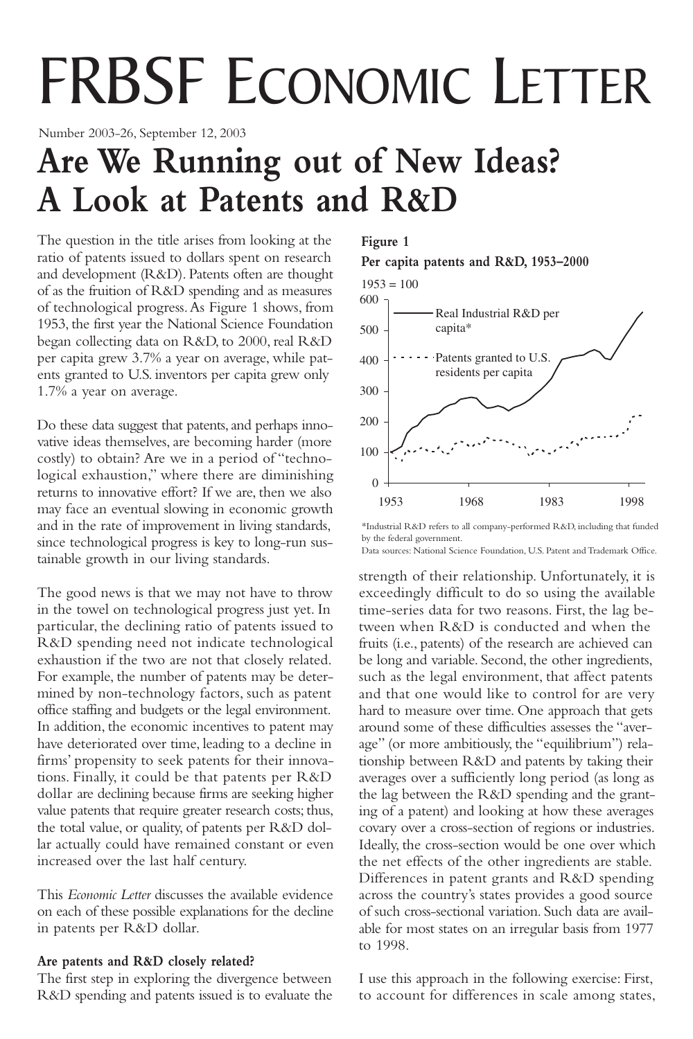# FRBSF Economic Letter

Number 2003-26, September 12, 2003

# Are We Running out of New Ideas? A Look at Patents and R&D

The question in the title arises from looking at the ratio of patents issued to dollars spent on research and development (R&D). Patents often are thought of as the fruition of R&D spending and as measures of technological progress. As Figure 1 shows, from 1953, the first year the National Science Foundation began collecting data on R&D, to 2000, real R&D per capita grew 3.7% a year on average, while patents granted to U.S. inventors per capita grew only 1.7% a year on average.

Do these data suggest that patents, and perhaps innovative ideas themselves, are becoming harder (more costly) to obtain? Are we in a period of "technological exhaustion," where there are diminishing returns to innovative effort? If we are, then we also may face an eventual slowing in economic growth and in the rate of improvement in living standards, since technological progress is key to long-run sustainable growth in our living standards.

The good news is that we may not have to throw in the towel on technological progress just yet. In particular, the declining ratio of patents issued to R&D spending need not indicate technological exhaustion if the two are not that closely related. For example, the number of patents may be determined by non-technology factors, such as patent office staffing and budgets or the legal environment. In addition, the economic incentives to patent may have deteriorated over time, leading to a decline in firms' propensity to seek patents for their innovations. Finally, it could be that patents per R&D dollar are declining because firms are seeking higher value patents that require greater research costs; thus, the total value, or quality, of patents per R&D dollar actually could have remained constant or even increased over the last half century.

This *Economic Letter* discusses the available evidence on each of these possible explanations for the decline in patents per R&D dollar.

**Figure 1**

**Per capita patents and R&D, 1953–2000**

1953 = 100

*Industrial R&D refers to all company-performed R&D, including that funded by the federal government.

Data sources: National Science Foundation, U.S. Patent and Trademark Office.

**Are patents and R&D closely related?**

The first step in exploring the divergence between R&D spending and patents issued is to evaluate the strength of their relationship. Unfortunately, it is exceedingly difficult to do so using the available time-series data for two reasons. First, the lag between when R&D is conducted and when the fruits (i.e., patents) of the research are achieved can be long and variable. Second, the other ingredients, such as the legal environment, that affect patents and that one would like to control for are very hard to measure over time. One approach that gets around some of these difficulties assesses the "average" (or more ambitiously, the "equilibrium") relationship between R&D and patents by taking their averages over a sufficiently long period (as long as the lag between the R&D spending and the granting of a patent) and looking at how these averages covary over a cross-section of regions or industries. Ideally, the cross-section would be one over which the net effects of the other ingredients are stable. Differences in patent grants and R&D spending across the country's states provides a good source of such cross-sectional variation. Such data are available for most states on an irregular basis from 1977 to 1998.

I use this approach in the following exercise: First, to account for differences in scale among states,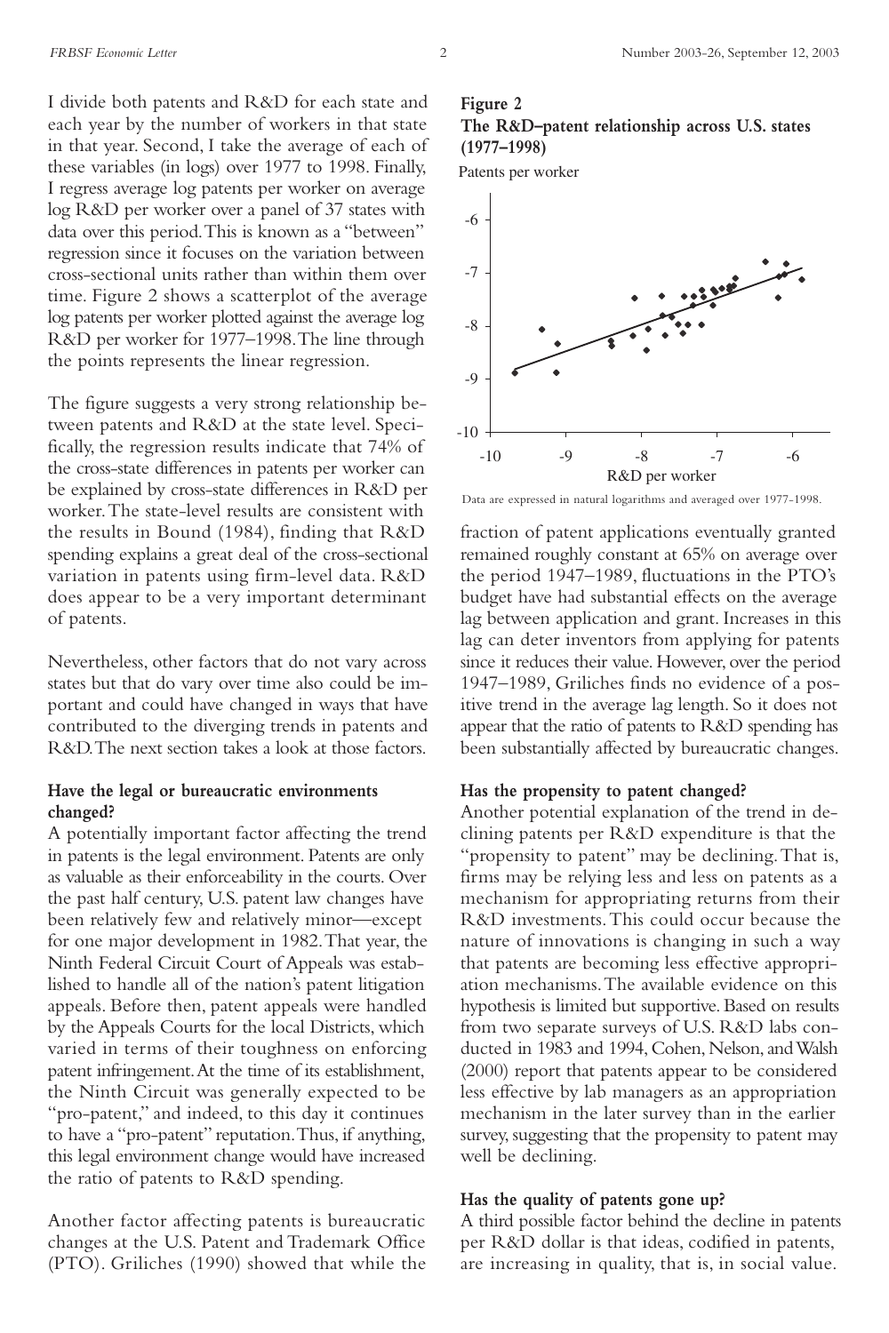I divide both patents and R&D for each state and each year by the number of workers in that state in that year. Second, I take the average of each of these variables (in logs) over 1977 to 1998. Finally, I regress average log patents per worker on average log R&D per worker over a panel of 37 states with data over this period. This is known as a "between" regression since it focuses on the variation between cross-sectional units rather than within them over time. Figure 2 shows a scatterplot of the average log patents per worker plotted against the average log R&D per worker for 1977–1998. The line through the points represents the linear regression.

The figure suggests a very strong relationship between patents and R&D at the state level. Specifically, the regression results indicate that 74% of the cross-state differences in patents per worker can be explained by cross-state differences in R&D per worker. The state-level results are consistent with the results in Bound (1984), finding that R&D spending explains a great deal of the cross-sectional variation in patents using firm-level data. R&D does appear to be a very important determinant of patents.

Nevertheless, other factors that do not vary across states but that do vary over time also could be important and could have changed in ways that have contributed to the diverging trends in patents and R&D. The next section takes a look at those factors.

**Figure 2**
**The R&D–patent relationship across U.S. states (1977–1998)**

Data are expressed in natural logarithms and averaged over 1977-1998.

### Have the legal or bureaucratic environments changed?

A potentially important factor affecting the trend in patents is the legal environment. Patents are only as valuable as their enforceability in the courts. Over the past half century, U.S. patent law changes have been relatively few and relatively minor—except for one major development in 1982. That year, the Ninth Federal Circuit Court of Appeals was established to handle all of the nation's patent litigation appeals. Before then, patent appeals were handled by the Appeals Courts for the local Districts, which varied in terms of their toughness on enforcing patent infringement. At the time of its establishment, the Ninth Circuit was generally expected to be "pro-patent," and indeed, to this day it continues to have a "pro-patent" reputation. Thus, if anything, this legal environment change would have increased the ratio of patents to R&D spending.

Another factor affecting patents is bureaucratic changes at the U.S. Patent and Trademark Office (PTO). Griliches (1990) showed that while the fraction of patent applications eventually granted remained roughly constant at 65% on average over the period 1947–1989, fluctuations in the PTO's budget have had substantial effects on the average lag between application and grant. Increases in this lag can deter inventors from applying for patents since it reduces their value. However, over the period 1947–1989, Griliches finds no evidence of a positive trend in the average lag length. So it does not appear that the ratio of patents to R&D spending has been substantially affected by bureaucratic changes.

### Has the propensity to patent changed?

Another potential explanation of the trend in declining patents per R&D expenditure is that the "propensity to patent" may be declining. That is, firms may be relying less and less on patents as a mechanism for appropriating returns from their R&D investments. This could occur because the nature of innovations is changing in such a way that patents are becoming less effective appropriation mechanisms. The available evidence on this hypothesis is limited but supportive. Based on results from two separate surveys of U.S. R&D labs conducted in 1983 and 1994, Cohen, Nelson, and Walsh (2000) report that patents appear to be considered less effective by lab managers as an appropriation mechanism in the later survey than in the earlier survey, suggesting that the propensity to patent may well be declining.

### Has the quality of patents gone up?

A third possible factor behind the decline in patents per R&D dollar is that ideas, codified in patents, are increasing in quality, that is, in social value.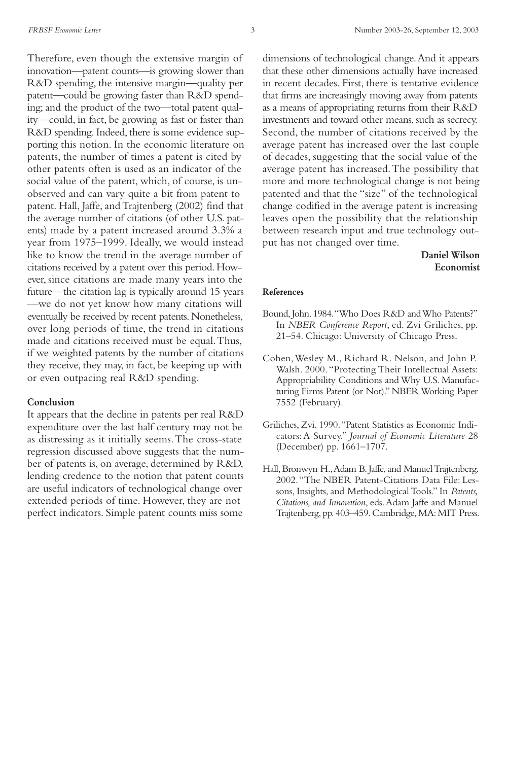Therefore, even though the extensive margin of innovation—patent counts—is growing slower than R&D spending, the intensive margin—quality per patent—could be growing faster than R&D spending; and the product of the two—total patent quality—could, in fact, be growing as fast or faster than R&D spending. Indeed, there is some evidence supporting this notion. In the economic literature on patents, the number of times a patent is cited by other patents often is used as an indicator of the social value of the patent, which, of course, is unobserved and can vary quite a bit from patent to patent. Hall, Jaffe, and Trajtenberg (2002) find that the average number of citations (of other U.S. patents) made by a patent increased around 3.3% a year from 1975–1999. Ideally, we would instead like to know the trend in the average number of citations received by a patent over this period. However, since citations are made many years into the future—the citation lag is typically around 15 years—we do not yet know how many citations will eventually be received by recent patents. Nonetheless, over long periods of time, the trend in citations made and citations received must be equal. Thus, if we weighted patents by the number of citations they receive, they may, in fact, be keeping up with or even outpacing real R&D spending.

## Conclusion

It appears that the decline in patents per real R&D expenditure over the last half century may not be as distressing as it initially seems. The cross-state regression discussed above suggests that the number of patents is, on average, determined by R&D, lending credence to the notion that patent counts are useful indicators of technological change over extended periods of time. However, they are not perfect indicators. Simple patent counts miss some dimensions of technological change. And it appears that these other dimensions actually have increased in recent decades. First, there is tentative evidence that firms are increasingly moving away from patents as a means of appropriating returns from their R&D investments and toward other means, such as secrecy. Second, the number of citations received by the average patent has increased over the last couple of decades, suggesting that the social value of the average patent has increased. The possibility that more and more technological change is not being patented and that the "size" of the technological change codified in the average patent is increasing leaves open the possibility that the relationship between research input and true technology output has not changed over time.

**Daniel Wilson**
**Economist**

### References

Bound, John. 1984. "Who Does R&D and Who Patents?" In *NBER Conference Report*, ed. Zvi Griliches, pp. 21–54. Chicago: University of Chicago Press.

Cohen, Wesley M., Richard R. Nelson, and John P. Walsh. 2000. "Protecting Their Intellectual Assets: Appropriability Conditions and Why U.S. Manufacturing Firms Patent (or Not)." NBER Working Paper 7552 (February).

Griliches, Zvi. 1990. "Patent Statistics as Economic Indicators: A Survey." *Journal of Economic Literature* 28 (December) pp. 1661–1707.

Hall, Bronwyn H., Adam B. Jaffe, and Manuel Trajtenberg. 2002. "The NBER Patent-Citations Data File: Lessons, Insights, and Methodological Tools." In *Patents, Citations, and Innovation*, eds. Adam Jaffe and Manuel Trajtenberg, pp. 403–459. Cambridge, MA: MIT Press.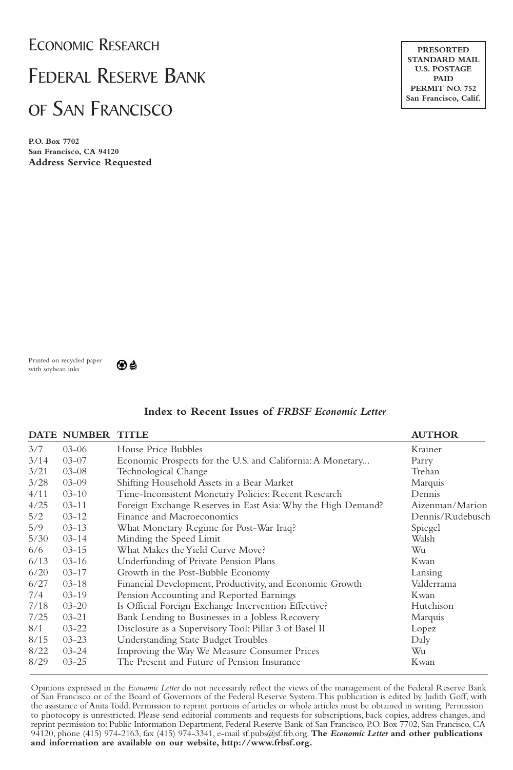# Economic Research Federal Reserve Bank of San Francisco

**P.O. Box 7702**
**San Francisco, CA 94120**
**Address Service Requested**

**PRESORTED**
**STANDARD MAIL**
**U.S. POSTAGE**
**PAID**
**PERMIT NO. 752**
**San Francisco, Calif.**

Printed on recycled paper with soybean inks

## Index to Recent Issues of *FRBSF Economic Letter*

| DATE | NUMBER | TITLE | AUTHOR |
|---|---|---|---|
| 3/7 | 03-06 | House Price Bubbles | Krainer |
| 3/14 | 03-07 | Economic Prospects for the U.S. and California: A Monetary... | Parry |
| 3/21 | 03-08 | Technological Change | Trehan |
| 3/28 | 03-09 | Shifting Household Assets in a Bear Market | Marquis |
| 4/11 | 03-10 | Time-Inconsistent Monetary Policies: Recent Research | Dennis |
| 4/25 | 03-11 | Foreign Exchange Reserves in East Asia: Why the High Demand? | Aizenman/Marion |
| 5/2 | 03-12 | Finance and Macroeconomics | Dennis/Rudebusch |
| 5/9 | 03-13 | What Monetary Regime for Post-War Iraq? | Spiegel |
| 5/30 | 03-14 | Minding the Speed Limit | Walsh |
| 6/6 | 03-15 | What Makes the Yield Curve Move? | Wu |
| 6/13 | 03-16 | Underfunding of Private Pension Plans | Kwan |
| 6/20 | 03-17 | Growth in the Post-Bubble Economy | Lansing |
| 6/27 | 03-18 | Financial Development, Productivity, and Economic Growth | Valderrama |
| 7/4 | 03-19 | Pension Accounting and Reported Earnings | Kwan |
| 7/18 | 03-20 | Is Official Foreign Exchange Intervention Effective? | Hutchison |
| 7/25 | 03-21 | Bank Lending to Businesses in a Jobless Recovery | Marquis |
| 8/1 | 03-22 | Disclosure as a Supervisory Tool: Pillar 3 of Basel II | Lopez |
| 8/15 | 03-23 | Understanding State Budget Troubles | Daly |
| 8/22 | 03-24 | Improving the Way We Measure Consumer Prices | Wu |
| 8/29 | 03-25 | The Present and Future of Pension Insurance | Kwan |

Opinions expressed in the *Economic Letter* do not necessarily reflect the views of the management of the Federal Reserve Bank of San Francisco or of the Board of Governors of the Federal Reserve System. This publication is edited by Judith Goff, with the assistance of Anita Todd. Permission to reprint portions of articles or whole articles must be obtained in writing. Permission to photocopy is unrestricted. Please send editorial comments and requests for subscriptions, back copies, address changes, and reprint permission to: Public Information Department, Federal Reserve Bank of San Francisco, P.O. Box 7702, San Francisco, CA 94120, phone (415) 974-2163, fax (415) 974-3341, e-mail sf.pubs@sf.frb.org. **The *Economic Letter* and other publications and information are available on our website, http://www.frbsf.org.**